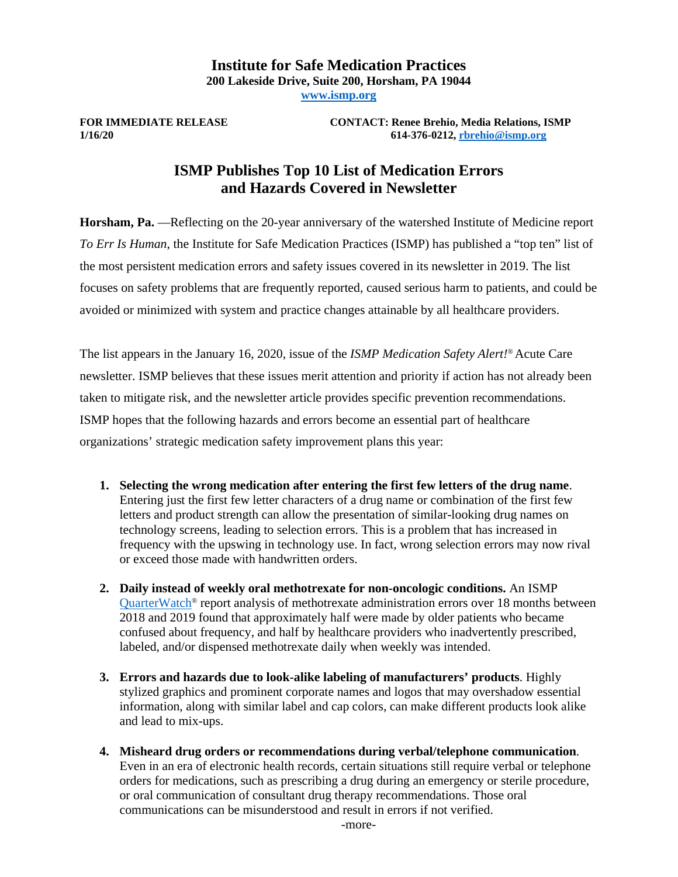# Institute for Safe Medication Practices

**200 Lakeside Drive, Suite 200, Horsham, PA 19044**

**[www.ismp.org](http://www.ismp.org)**

**FOR IMMEDIATE RELEASE**
**1/16/20**

**CONTACT: Renee Brehio, Media Relations, ISMP**
**614-376-0212, [rbrehio@ismp.org](mailto:rbrehio@ismp.org)**

## ISMP Publishes Top 10 List of Medication Errors and Hazards Covered in Newsletter

**Horsham, Pa.** —Reflecting on the 20-year anniversary of the watershed Institute of Medicine report *To Err Is Human*, the Institute for Safe Medication Practices (ISMP) has published a "top ten" list of the most persistent medication errors and safety issues covered in its newsletter in 2019. The list focuses on safety problems that are frequently reported, caused serious harm to patients, and could be avoided or minimized with system and practice changes attainable by all healthcare providers.

The list appears in the January 16, 2020, issue of the *ISMP Medication Safety Alert!*® Acute Care newsletter. ISMP believes that these issues merit attention and priority if action has not already been taken to mitigate risk, and the newsletter article provides specific prevention recommendations. ISMP hopes that the following hazards and errors become an essential part of healthcare organizations' strategic medication safety improvement plans this year:

1. **Selecting the wrong medication after entering the first few letters of the drug name**. Entering just the first few letter characters of a drug name or combination of the first few letters and product strength can allow the presentation of similar-looking drug names on technology screens, leading to selection errors. This is a problem that has increased in frequency with the upswing in technology use. In fact, wrong selection errors may now rival or exceed those made with handwritten orders.

2. **Daily instead of weekly oral methotrexate for non-oncologic conditions.** An ISMP QuarterWatch® report analysis of methotrexate administration errors over 18 months between 2018 and 2019 found that approximately half were made by older patients who became confused about frequency, and half by healthcare providers who inadvertently prescribed, labeled, and/or dispensed methotrexate daily when weekly was intended.

3. **Errors and hazards due to look-alike labeling of manufacturers' products**. Highly stylized graphics and prominent corporate names and logos that may overshadow essential information, along with similar label and cap colors, can make different products look alike and lead to mix-ups.

4. **Misheard drug orders or recommendations during verbal/telephone communication**. Even in an era of electronic health records, certain situations still require verbal or telephone orders for medications, such as prescribing a drug during an emergency or sterile procedure, or oral communication of consultant drug therapy recommendations. Those oral communications can be misunderstood and result in errors if not verified.

-more-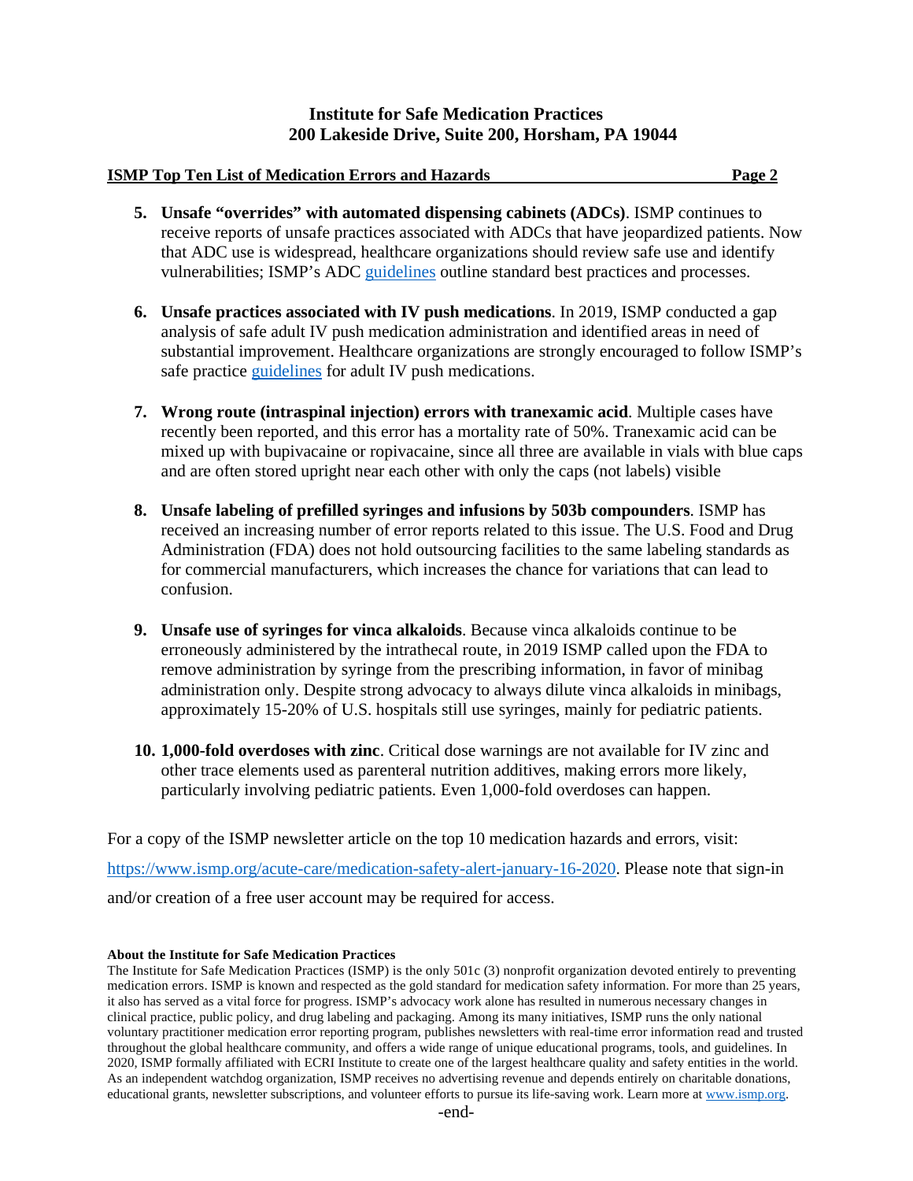**Institute for Safe Medication Practices**
**200 Lakeside Drive, Suite 200, Horsham, PA 19044**

5. **Unsafe "overrides" with automated dispensing cabinets (ADCs)**. ISMP continues to receive reports of unsafe practices associated with ADCs that have jeopardized patients. Now that ADC use is widespread, healthcare organizations should review safe use and identify vulnerabilities; ISMP's ADC guidelines outline standard best practices and processes.

6. **Unsafe practices associated with IV push medications**. In 2019, ISMP conducted a gap analysis of safe adult IV push medication administration and identified areas in need of substantial improvement. Healthcare organizations are strongly encouraged to follow ISMP's safe practice guidelines for adult IV push medications.

7. **Wrong route (intraspinal injection) errors with tranexamic acid**. Multiple cases have recently been reported, and this error has a mortality rate of 50%. Tranexamic acid can be mixed up with bupivacaine or ropivacaine, since all three are available in vials with blue caps and are often stored upright near each other with only the caps (not labels) visible

8. **Unsafe labeling of prefilled syringes and infusions by 503b compounders**. ISMP has received an increasing number of error reports related to this issue. The U.S. Food and Drug Administration (FDA) does not hold outsourcing facilities to the same labeling standards as for commercial manufacturers, which increases the chance for variations that can lead to confusion.

9. **Unsafe use of syringes for vinca alkaloids**. Because vinca alkaloids continue to be erroneously administered by the intrathecal route, in 2019 ISMP called upon the FDA to remove administration by syringe from the prescribing information, in favor of minibag administration only. Despite strong advocacy to always dilute vinca alkaloids in minibags, approximately 15-20% of U.S. hospitals still use syringes, mainly for pediatric patients.

10. **1,000-fold overdoses with zinc**. Critical dose warnings are not available for IV zinc and other trace elements used as parenteral nutrition additives, making errors more likely, particularly involving pediatric patients. Even 1,000-fold overdoses can happen.

For a copy of the ISMP newsletter article on the top 10 medication hazards and errors, visit: https://www.ismp.org/acute-care/medication-safety-alert-january-16-2020. Please note that sign-in and/or creation of a free user account may be required for access.

**About the Institute for Safe Medication Practices**

The Institute for Safe Medication Practices (ISMP) is the only 501c (3) nonprofit organization devoted entirely to preventing medication errors. ISMP is known and respected as the gold standard for medication safety information. For more than 25 years, it also has served as a vital force for progress. ISMP's advocacy work alone has resulted in numerous necessary changes in clinical practice, public policy, and drug labeling and packaging. Among its many initiatives, ISMP runs the only national voluntary practitioner medication error reporting program, publishes newsletters with real-time error information read and trusted throughout the global healthcare community, and offers a wide range of unique educational programs, tools, and guidelines. In 2020, ISMP formally affiliated with ECRI Institute to create one of the largest healthcare quality and safety entities in the world. As an independent watchdog organization, ISMP receives no advertising revenue and depends entirely on charitable donations, educational grants, newsletter subscriptions, and volunteer efforts to pursue its life-saving work. Learn more at www.ismp.org.

-end-